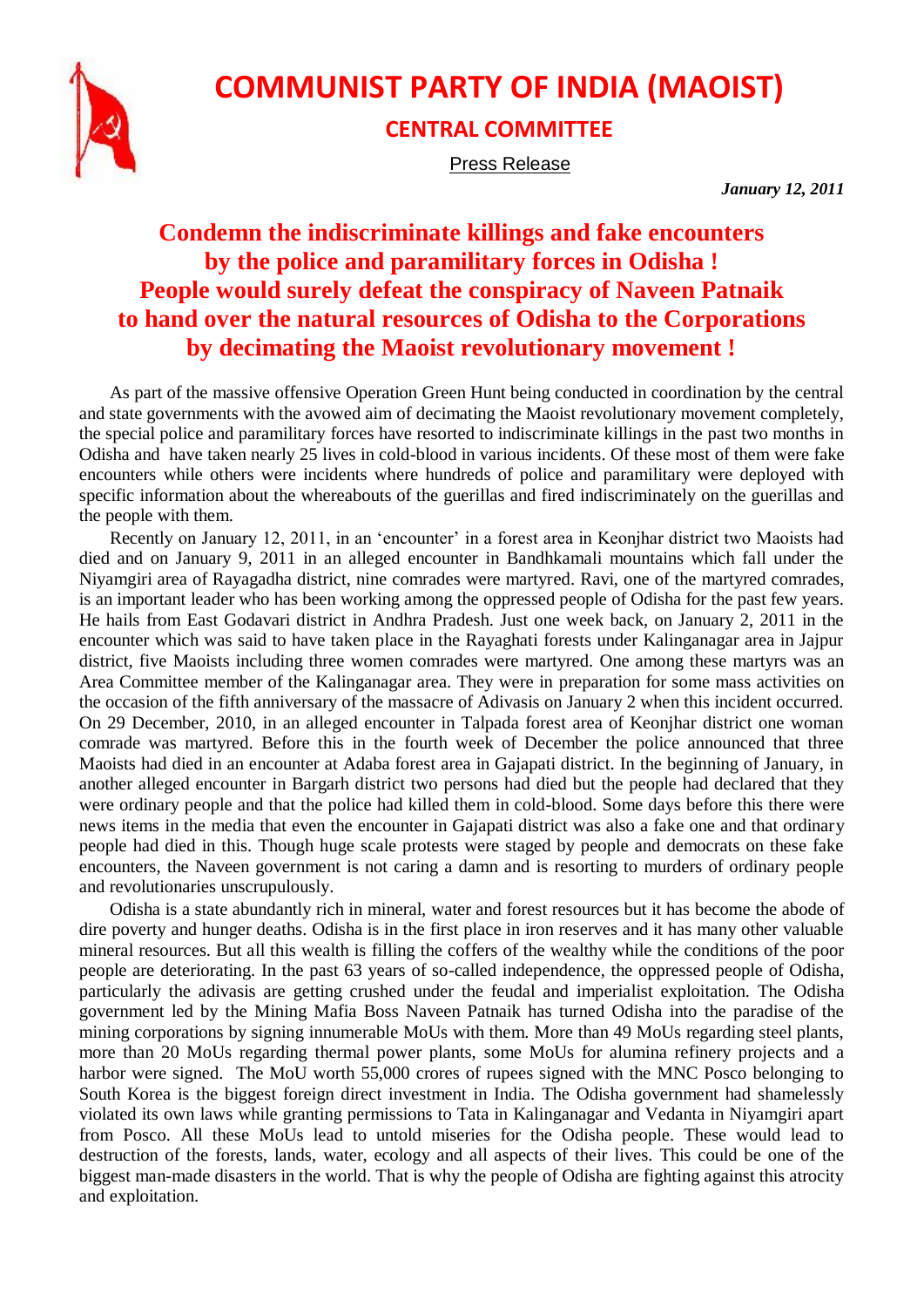# COMMUNIST PARTY OF INDIA (MAOIST)

## CENTRAL COMMITTEE

Press Release

*January 12, 2011*

## Condemn the indiscriminate killings and fake encounters by the police and paramilitary forces in Odisha ! People would surely defeat the conspiracy of Naveen Patnaik to hand over the natural resources of Odisha to the Corporations by decimating the Maoist revolutionary movement !

As part of the massive offensive Operation Green Hunt being conducted in coordination by the central and state governments with the avowed aim of decimating the Maoist revolutionary movement completely, the special police and paramilitary forces have resorted to indiscriminate killings in the past two months in Odisha and have taken nearly 25 lives in cold-blood in various incidents. Of these most of them were fake encounters while others were incidents where hundreds of police and paramilitary were deployed with specific information about the whereabouts of the guerillas and fired indiscriminately on the guerillas and the people with them.

Recently on January 12, 2011, in an 'encounter' in a forest area in Keonjhar district two Maoists had died and on January 9, 2011 in an alleged encounter in Bandhkamali mountains which fall under the Niyamgiri area of Rayagadha district, nine comrades were martyred. Ravi, one of the martyred comrades, is an important leader who has been working among the oppressed people of Odisha for the past few years. He hails from East Godavari district in Andhra Pradesh. Just one week back, on January 2, 2011 in the encounter which was said to have taken place in the Rayaghati forests under Kalinganagar area in Jajpur district, five Maoists including three women comrades were martyred. One among these martyrs was an Area Committee member of the Kalinganagar area. They were in preparation for some mass activities on the occasion of the fifth anniversary of the massacre of Adivasis on January 2 when this incident occurred. On 29 December, 2010, in an alleged encounter in Talpada forest area of Keonjhar district one woman comrade was martyred. Before this in the fourth week of December the police announced that three Maoists had died in an encounter at Adaba forest area in Gajapati district. In the beginning of January, in another alleged encounter in Bargarh district two persons had died but the people had declared that they were ordinary people and that the police had killed them in cold-blood. Some days before this there were news items in the media that even the encounter in Gajapati district was also a fake one and that ordinary people had died in this. Though huge scale protests were staged by people and democrats on these fake encounters, the Naveen government is not caring a damn and is resorting to murders of ordinary people and revolutionaries unscrupulously.

Odisha is a state abundantly rich in mineral, water and forest resources but it has become the abode of dire poverty and hunger deaths. Odisha is in the first place in iron reserves and it has many other valuable mineral resources. But all this wealth is filling the coffers of the wealthy while the conditions of the poor people are deteriorating. In the past 63 years of so-called independence, the oppressed people of Odisha, particularly the adivasis are getting crushed under the feudal and imperialist exploitation. The Odisha government led by the Mining Mafia Boss Naveen Patnaik has turned Odisha into the paradise of the mining corporations by signing innumerable MoUs with them. More than 49 MoUs regarding steel plants, more than 20 MoUs regarding thermal power plants, some MoUs for alumina refinery projects and a harbor were signed. The MoU worth 55,000 crores of rupees signed with the MNC Posco belonging to South Korea is the biggest foreign direct investment in India. The Odisha government had shamelessly violated its own laws while granting permissions to Tata in Kalinganagar and Vedanta in Niyamgiri apart from Posco. All these MoUs lead to untold miseries for the Odisha people. These would lead to destruction of the forests, lands, water, ecology and all aspects of their lives. This could be one of the biggest man-made disasters in the world. That is why the people of Odisha are fighting against this atrocity and exploitation.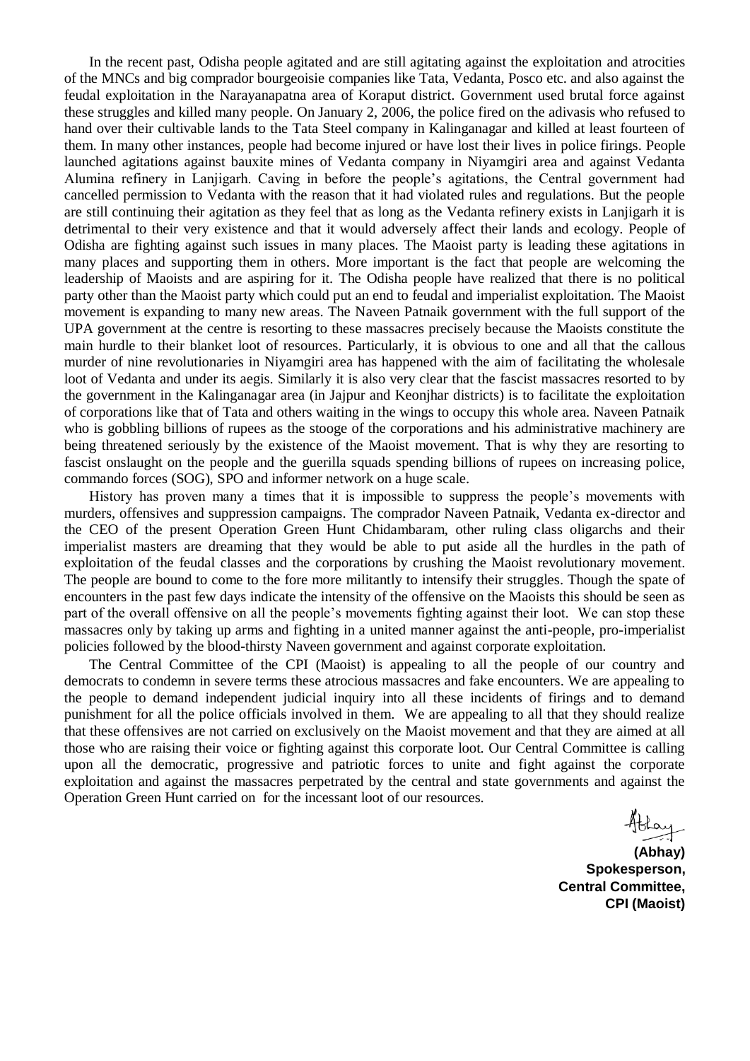In the recent past, Odisha people agitated and are still agitating against the exploitation and atrocities of the MNCs and big comprador bourgeoisie companies like Tata, Vedanta, Posco etc. and also against the feudal exploitation in the Narayanapatna area of Koraput district. Government used brutal force against these struggles and killed many people. On January 2, 2006, the police fired on the adivasis who refused to hand over their cultivable lands to the Tata Steel company in Kalinganagar and killed at least fourteen of them. In many other instances, people had become injured or have lost their lives in police firings. People launched agitations against bauxite mines of Vedanta company in Niyamgiri area and against Vedanta Alumina refinery in Lanjigarh. Caving in before the people's agitations, the Central government had cancelled permission to Vedanta with the reason that it had violated rules and regulations. But the people are still continuing their agitation as they feel that as long as the Vedanta refinery exists in Lanjigarh it is detrimental to their very existence and that it would adversely affect their lands and ecology. People of Odisha are fighting against such issues in many places. The Maoist party is leading these agitations in many places and supporting them in others. More important is the fact that people are welcoming the leadership of Maoists and are aspiring for it. The Odisha people have realized that there is no political party other than the Maoist party which could put an end to feudal and imperialist exploitation. The Maoist movement is expanding to many new areas. The Naveen Patnaik government with the full support of the UPA government at the centre is resorting to these massacres precisely because the Maoists constitute the main hurdle to their blanket loot of resources. Particularly, it is obvious to one and all that the callous murder of nine revolutionaries in Niyamgiri area has happened with the aim of facilitating the wholesale loot of Vedanta and under its aegis. Similarly it is also very clear that the fascist massacres resorted to by the government in the Kalinganagar area (in Jajpur and Keonjhar districts) is to facilitate the exploitation of corporations like that of Tata and others waiting in the wings to occupy this whole area. Naveen Patnaik who is gobbling billions of rupees as the stooge of the corporations and his administrative machinery are being threatened seriously by the existence of the Maoist movement. That is why they are resorting to fascist onslaught on the people and the guerilla squads spending billions of rupees on increasing police, commando forces (SOG), SPO and informer network on a huge scale.

History has proven many a times that it is impossible to suppress the people's movements with murders, offensives and suppression campaigns. The comprador Naveen Patnaik, Vedanta ex-director and the CEO of the present Operation Green Hunt Chidambaram, other ruling class oligarchs and their imperialist masters are dreaming that they would be able to put aside all the hurdles in the path of exploitation of the feudal classes and the corporations by crushing the Maoist revolutionary movement. The people are bound to come to the fore more militantly to intensify their struggles. Though the spate of encounters in the past few days indicate the intensity of the offensive on the Maoists this should be seen as part of the overall offensive on all the people's movements fighting against their loot. We can stop these massacres only by taking up arms and fighting in a united manner against the anti-people, pro-imperialist policies followed by the blood-thirsty Naveen government and against corporate exploitation.

The Central Committee of the CPI (Maoist) is appealing to all the people of our country and democrats to condemn in severe terms these atrocious massacres and fake encounters. We are appealing to the people to demand independent judicial inquiry into all these incidents of firings and to demand punishment for all the police officials involved in them. We are appealing to all that they should realize that these offensives are not carried on exclusively on the Maoist movement and that they are aimed at all those who are raising their voice or fighting against this corporate loot. Our Central Committee is calling upon all the democratic, progressive and patriotic forces to unite and fight against the corporate exploitation and against the massacres perpetrated by the central and state governments and against the Operation Green Hunt carried on for the incessant loot of our resources.

Abhay

**(Abhay)**
**Spokesperson,**
**Central Committee,**
**CPI (Maoist)**